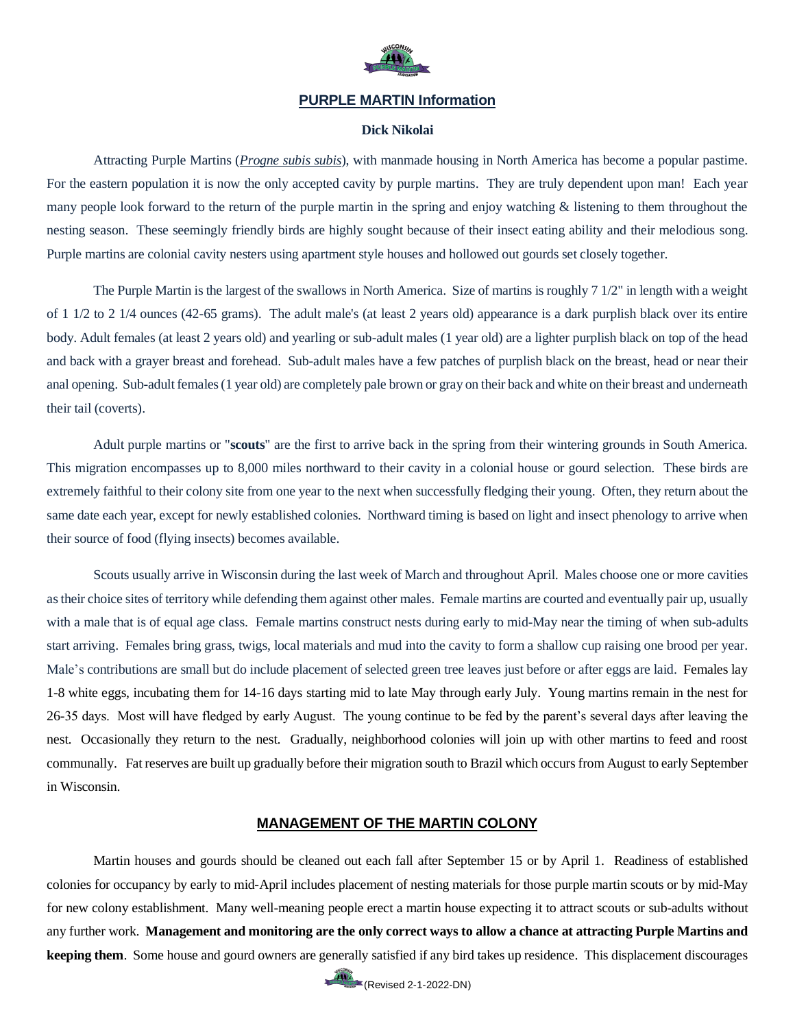# PURPLE MARTIN Information

**Dick Nikolai**

Attracting Purple Martins (*Progne subis subis*), with manmade housing in North America has become a popular pastime. For the eastern population it is now the only accepted cavity by purple martins. They are truly dependent upon man! Each year many people look forward to the return of the purple martin in the spring and enjoy watching & listening to them throughout the nesting season. These seemingly friendly birds are highly sought because of their insect eating ability and their melodious song. Purple martins are colonial cavity nesters using apartment style houses and hollowed out gourds set closely together.

The Purple Martin is the largest of the swallows in North America. Size of martins is roughly 7 1/2" in length with a weight of 1 1/2 to 2 1/4 ounces (42-65 grams). The adult male's (at least 2 years old) appearance is a dark purplish black over its entire body. Adult females (at least 2 years old) and yearling or sub-adult males (1 year old) are a lighter purplish black on top of the head and back with a grayer breast and forehead. Sub-adult males have a few patches of purplish black on the breast, head or near their anal opening. Sub-adult females (1 year old) are completely pale brown or gray on their back and white on their breast and underneath their tail (coverts).

Adult purple martins or "**scouts**" are the first to arrive back in the spring from their wintering grounds in South America. This migration encompasses up to 8,000 miles northward to their cavity in a colonial house or gourd selection. These birds are extremely faithful to their colony site from one year to the next when successfully fledging their young. Often, they return about the same date each year, except for newly established colonies. Northward timing is based on light and insect phenology to arrive when their source of food (flying insects) becomes available.

Scouts usually arrive in Wisconsin during the last week of March and throughout April. Males choose one or more cavities as their choice sites of territory while defending them against other males. Female martins are courted and eventually pair up, usually with a male that is of equal age class. Female martins construct nests during early to mid-May near the timing of when sub-adults start arriving. Females bring grass, twigs, local materials and mud into the cavity to form a shallow cup raising one brood per year. Male's contributions are small but do include placement of selected green tree leaves just before or after eggs are laid. Females lay 1-8 white eggs, incubating them for 14-16 days starting mid to late May through early July. Young martins remain in the nest for 26-35 days. Most will have fledged by early August. The young continue to be fed by the parent's several days after leaving the nest. Occasionally they return to the nest. Gradually, neighborhood colonies will join up with other martins to feed and roost communally. Fat reserves are built up gradually before their migration south to Brazil which occurs from August to early September in Wisconsin.

## MANAGEMENT OF THE MARTIN COLONY

Martin houses and gourds should be cleaned out each fall after September 15 or by April 1. Readiness of established colonies for occupancy by early to mid-April includes placement of nesting materials for those purple martin scouts or by mid-May for new colony establishment. Many well-meaning people erect a martin house expecting it to attract scouts or sub-adults without any further work. **Management and monitoring are the only correct ways to allow a chance at attracting Purple Martins and keeping them**. Some house and gourd owners are generally satisfied if any bird takes up residence. This displacement discourages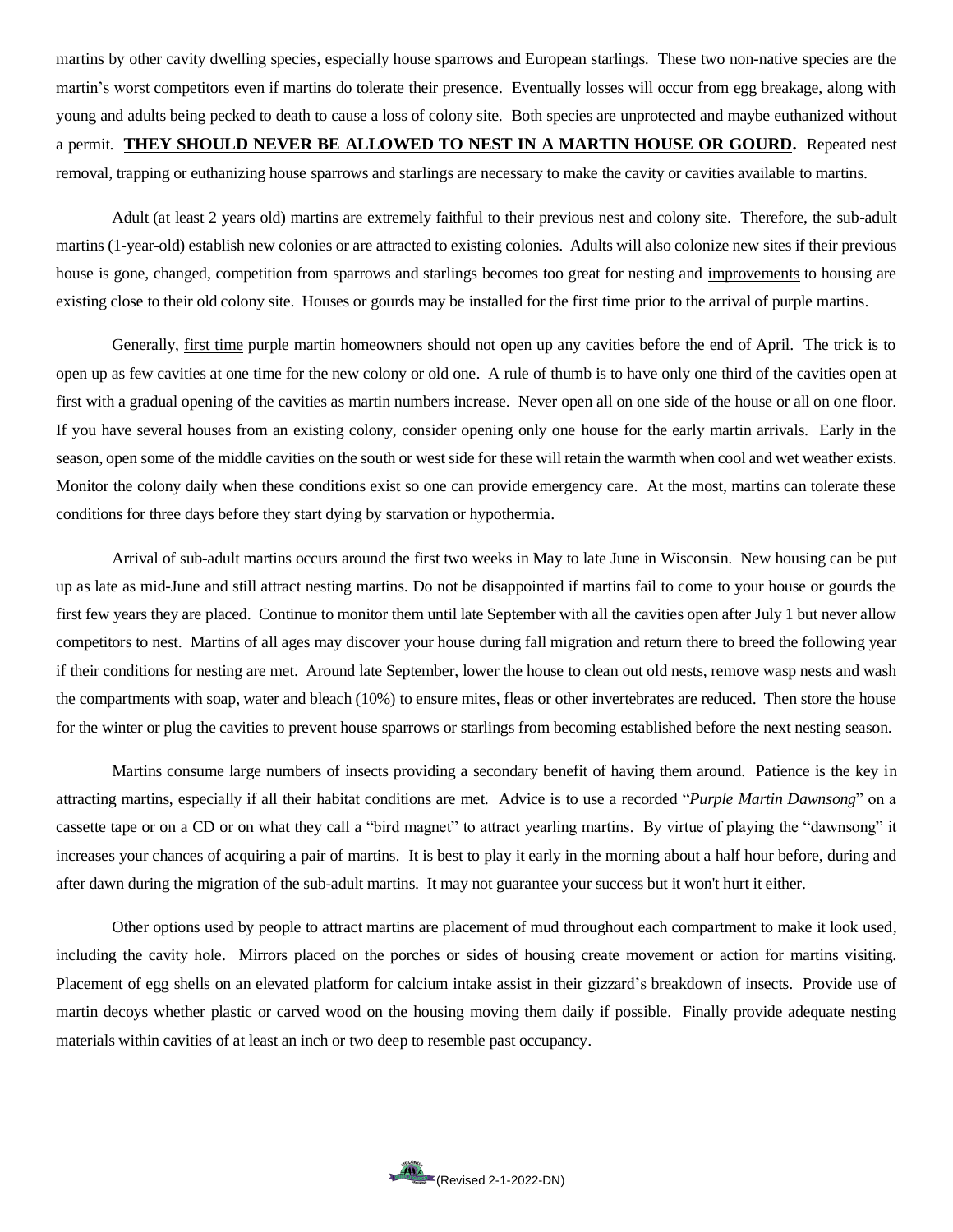martins by other cavity dwelling species, especially house sparrows and European starlings. These two non-native species are the martin's worst competitors even if martins do tolerate their presence. Eventually losses will occur from egg breakage, along with young and adults being pecked to death to cause a loss of colony site. Both species are unprotected and maybe euthanized without a permit. **THEY SHOULD NEVER BE ALLOWED TO NEST IN A MARTIN HOUSE OR GOURD.** Repeated nest removal, trapping or euthanizing house sparrows and starlings are necessary to make the cavity or cavities available to martins.

Adult (at least 2 years old) martins are extremely faithful to their previous nest and colony site. Therefore, the sub-adult martins (1-year-old) establish new colonies or are attracted to existing colonies. Adults will also colonize new sites if their previous house is gone, changed, competition from sparrows and starlings becomes too great for nesting and improvements to housing are existing close to their old colony site. Houses or gourds may be installed for the first time prior to the arrival of purple martins.

Generally, first time purple martin homeowners should not open up any cavities before the end of April. The trick is to open up as few cavities at one time for the new colony or old one. A rule of thumb is to have only one third of the cavities open at first with a gradual opening of the cavities as martin numbers increase. Never open all on one side of the house or all on one floor. If you have several houses from an existing colony, consider opening only one house for the early martin arrivals. Early in the season, open some of the middle cavities on the south or west side for these will retain the warmth when cool and wet weather exists. Monitor the colony daily when these conditions exist so one can provide emergency care. At the most, martins can tolerate these conditions for three days before they start dying by starvation or hypothermia.

Arrival of sub-adult martins occurs around the first two weeks in May to late June in Wisconsin. New housing can be put up as late as mid-June and still attract nesting martins. Do not be disappointed if martins fail to come to your house or gourds the first few years they are placed. Continue to monitor them until late September with all the cavities open after July 1 but never allow competitors to nest. Martins of all ages may discover your house during fall migration and return there to breed the following year if their conditions for nesting are met. Around late September, lower the house to clean out old nests, remove wasp nests and wash the compartments with soap, water and bleach (10%) to ensure mites, fleas or other invertebrates are reduced. Then store the house for the winter or plug the cavities to prevent house sparrows or starlings from becoming established before the next nesting season.

Martins consume large numbers of insects providing a secondary benefit of having them around. Patience is the key in attracting martins, especially if all their habitat conditions are met. Advice is to use a recorded "*Purple Martin Dawnsong*" on a cassette tape or on a CD or on what they call a "bird magnet" to attract yearling martins. By virtue of playing the "dawnsong" it increases your chances of acquiring a pair of martins. It is best to play it early in the morning about a half hour before, during and after dawn during the migration of the sub-adult martins. It may not guarantee your success but it won't hurt it either.

Other options used by people to attract martins are placement of mud throughout each compartment to make it look used, including the cavity hole. Mirrors placed on the porches or sides of housing create movement or action for martins visiting. Placement of egg shells on an elevated platform for calcium intake assist in their gizzard's breakdown of insects. Provide use of martin decoys whether plastic or carved wood on the housing moving them daily if possible. Finally provide adequate nesting materials within cavities of at least an inch or two deep to resemble past occupancy.

(Revised 2-1-2022-DN)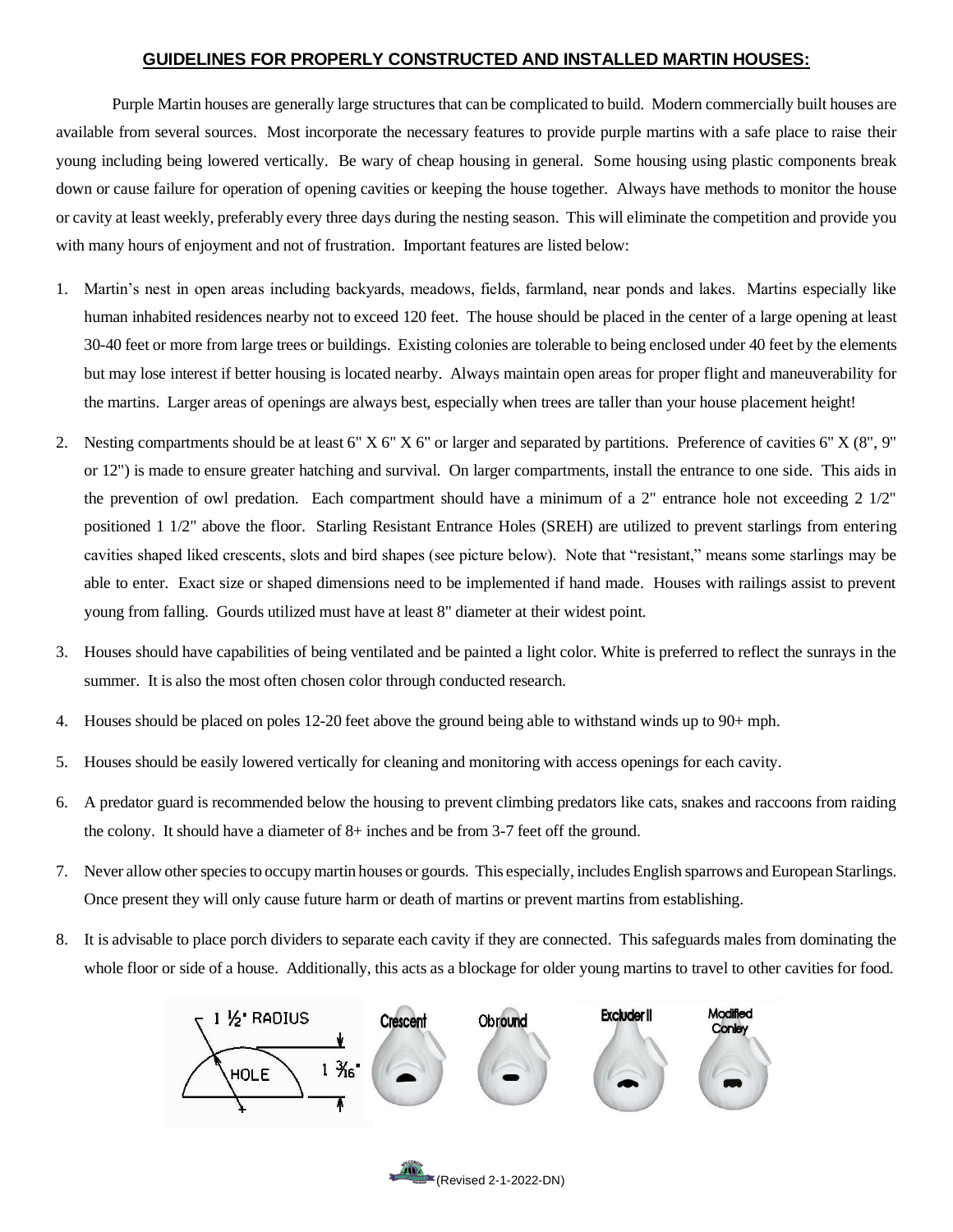## GUIDELINES FOR PROPERLY CONSTRUCTED AND INSTALLED MARTIN HOUSES:

Purple Martin houses are generally large structures that can be complicated to build. Modern commercially built houses are available from several sources. Most incorporate the necessary features to provide purple martins with a safe place to raise their young including being lowered vertically. Be wary of cheap housing in general. Some housing using plastic components break down or cause failure for operation of opening cavities or keeping the house together. Always have methods to monitor the house or cavity at least weekly, preferably every three days during the nesting season. This will eliminate the competition and provide you with many hours of enjoyment and not of frustration. Important features are listed below:

1. Martin's nest in open areas including backyards, meadows, fields, farmland, near ponds and lakes. Martins especially like human inhabited residences nearby not to exceed 120 feet. The house should be placed in the center of a large opening at least 30-40 feet or more from large trees or buildings. Existing colonies are tolerable to being enclosed under 40 feet by the elements but may lose interest if better housing is located nearby. Always maintain open areas for proper flight and maneuverability for the martins. Larger areas of openings are always best, especially when trees are taller than your house placement height!
2. Nesting compartments should be at least 6" X 6" X 6" or larger and separated by partitions. Preference of cavities 6" X (8", 9" or 12") is made to ensure greater hatching and survival. On larger compartments, install the entrance to one side. This aids in the prevention of owl predation. Each compartment should have a minimum of a 2" entrance hole not exceeding 2 1/2" positioned 1 1/2" above the floor. Starling Resistant Entrance Holes (SREH) are utilized to prevent starlings from entering cavities shaped liked crescents, slots and bird shapes (see picture below). Note that "resistant," means some starlings may be able to enter. Exact size or shaped dimensions need to be implemented if hand made. Houses with railings assist to prevent young from falling. Gourds utilized must have at least 8" diameter at their widest point.
3. Houses should have capabilities of being ventilated and be painted a light color. White is preferred to reflect the sunrays in the summer. It is also the most often chosen color through conducted research.
4. Houses should be placed on poles 12-20 feet above the ground being able to withstand winds up to 90+ mph.
5. Houses should be easily lowered vertically for cleaning and monitoring with access openings for each cavity.
6. A predator guard is recommended below the housing to prevent climbing predators like cats, snakes and raccoons from raiding the colony. It should have a diameter of 8+ inches and be from 3-7 feet off the ground.
7. Never allow other species to occupy martin houses or gourds. This especially, includes English sparrows and European Starlings. Once present they will only cause future harm or death of martins or prevent martins from establishing.
8. It is advisable to place porch dividers to separate each cavity if they are connected. This safeguards males from dominating the whole floor or side of a house. Additionally, this acts as a blockage for older young martins to travel to other cavities for food.

1 ½" RADIUS HOLE 1 3/16"

Crescent Obround Excluder II Modified Conley

(Revised 2-1-2022-DN)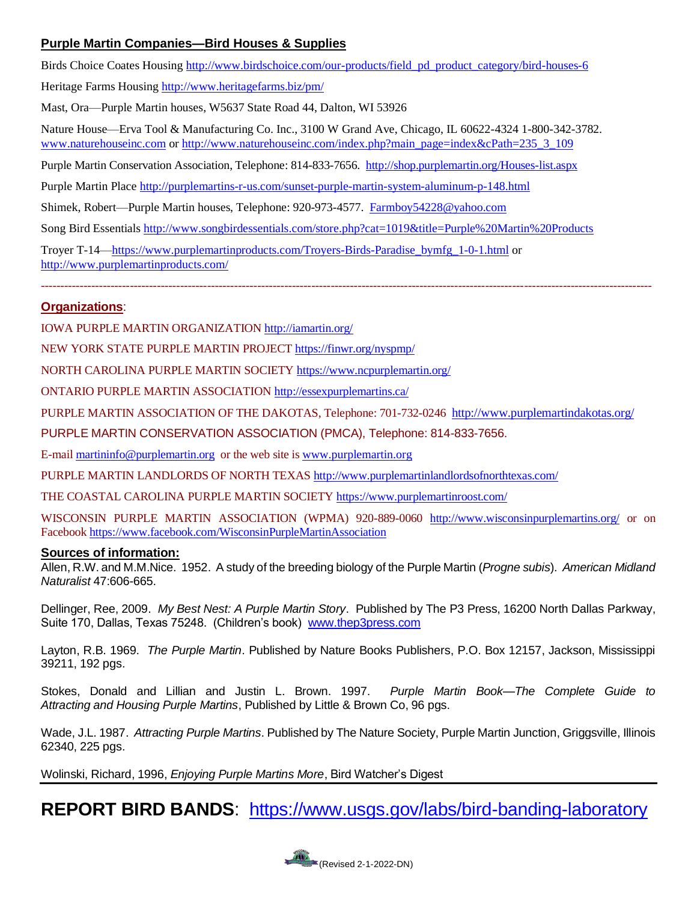## Purple Martin Companies—Bird Houses & Supplies

Birds Choice Coates Housing http://www.birdschoice.com/our-products/field_pd_product_category/bird-houses-6

Heritage Farms Housing http://www.heritagefarms.biz/pm/

Mast, Ora—Purple Martin houses, W5637 State Road 44, Dalton, WI 53926

Nature House—Erva Tool & Manufacturing Co. Inc., 3100 W Grand Ave, Chicago, IL 60622-4324 1-800-342-3782. www.naturehouseinc.com or http://www.naturehouseinc.com/index.php?main_page=index&cPath=235_3_109

Purple Martin Conservation Association, Telephone: 814-833-7656. http://shop.purplemartin.org/Houses-list.aspx

Purple Martin Place http://purplemartins-r-us.com/sunset-purple-martin-system-aluminum-p-148.html

Shimek, Robert—Purple Martin houses, Telephone: 920-973-4577. Farmboy54228@yahoo.com

Song Bird Essentials http://www.songbirdessentials.com/store.php?cat=1019&title=Purple%20Martin%20Products

Troyer T-14—https://www.purplemartinproducts.com/Troyers-Birds-Paradise_bymfg_1-0-1.html or http://www.purplemartinproducts.com/

---

## Organizations:

IOWA PURPLE MARTIN ORGANIZATION http://iamartin.org/

NEW YORK STATE PURPLE MARTIN PROJECT https://finwr.org/nyspmp/

NORTH CAROLINA PURPLE MARTIN SOCIETY https://www.ncpurplemartin.org/

ONTARIO PURPLE MARTIN ASSOCIATION http://essexpurplemartins.ca/

PURPLE MARTIN ASSOCIATION OF THE DAKOTAS, Telephone: 701-732-0246 http://www.purplemartindakotas.org/

PURPLE MARTIN CONSERVATION ASSOCIATION (PMCA), Telephone: 814-833-7656.

E-mail martininfo@purplemartin.org or the web site is www.purplemartin.org

PURPLE MARTIN LANDLORDS OF NORTH TEXAS http://www.purplemartinlandlordsofnorthtexas.com/

THE COASTAL CAROLINA PURPLE MARTIN SOCIETY https://www.purplemartinroost.com/

WISCONSIN PURPLE MARTIN ASSOCIATION (WPMA) 920-889-0060 http://www.wisconsinpurplemartins.org/ or on Facebook https://www.facebook.com/WisconsinPurpleMartinAssociation

## Sources of information:

Allen, R.W. and M.M.Nice. 1952. A study of the breeding biology of the Purple Martin (*Progne subis*). *American Midland Naturalist* 47:606-665.

Dellinger, Ree, 2009. *My Best Nest: A Purple Martin Story*. Published by The P3 Press, 16200 North Dallas Parkway, Suite 170, Dallas, Texas 75248. (Children's book) www.thep3press.com

Layton, R.B. 1969. *The Purple Martin*. Published by Nature Books Publishers, P.O. Box 12157, Jackson, Mississippi 39211, 192 pgs.

Stokes, Donald and Lillian and Justin L. Brown. 1997. *Purple Martin Book—The Complete Guide to Attracting and Housing Purple Martins*, Published by Little & Brown Co, 96 pgs.

Wade, J.L. 1987. *Attracting Purple Martins*. Published by The Nature Society, Purple Martin Junction, Griggsville, Illinois 62340, 225 pgs.

Wolinski, Richard, 1996, *Enjoying Purple Martins More*, Bird Watcher's Digest

---

# REPORT BIRD BANDS: https://www.usgs.gov/labs/bird-banding-laboratory

(Revised 2-1-2022-DN)